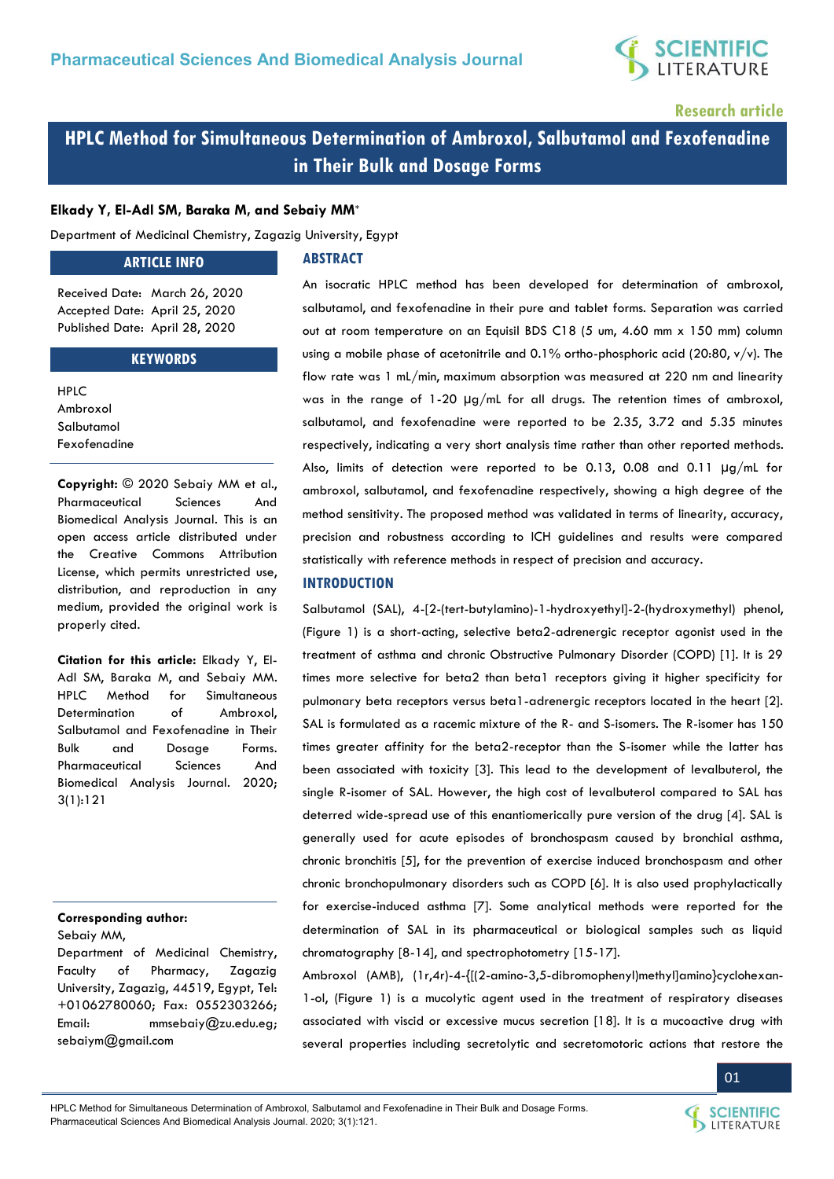Research article

# HPLC Method for Simultaneous Determination of Ambroxol, Salbutamol and Fexofenadine in Their Bulk and Dosage Forms

**Elkady Y, El-Adl SM, Baraka M, and Sebaiy MM***

Department of Medicinal Chemistry, Zagazig University, Egypt

## ARTICLE INFO

Received Date: March 26, 2020
Accepted Date: April 25, 2020
Published Date: April 28, 2020

## KEYWORDS

HPLC
Ambroxol
Salbutamol
Fexofenadine

**Copyright:** © 2020 Sebaiy MM et al., Pharmaceutical Sciences And Biomedical Analysis Journal. This is an open access article distributed under the Creative Commons Attribution License, which permits unrestricted use, distribution, and reproduction in any medium, provided the original work is properly cited.

**Citation for this article:** Elkady Y, El-Adl SM, Baraka M, and Sebaiy MM. HPLC Method for Simultaneous Determination of Ambroxol, Salbutamol and Fexofenadine in Their Bulk and Dosage Forms. Pharmaceutical Sciences And Biomedical Analysis Journal. 2020; 3(1):121

**Corresponding author:**
Sebaiy MM,
Department of Medicinal Chemistry, Faculty of Pharmacy, Zagazig University, Zagazig, 44519, Egypt, Tel: +01062780060; Fax: 0552303266; Email: mmsebaiy@zu.edu.eg; sebaiym@gmail.com

## ABSTRACT

An isocratic HPLC method has been developed for determination of ambroxol, salbutamol, and fexofenadine in their pure and tablet forms. Separation was carried out at room temperature on an Equisil BDS C18 (5 um, 4.60 mm x 150 mm) column using a mobile phase of acetonitrile and 0.1% ortho-phosphoric acid (20:80, v/v). The flow rate was 1 mL/min, maximum absorption was measured at 220 nm and linearity was in the range of 1-20 µg/mL for all drugs. The retention times of ambroxol, salbutamol, and fexofenadine were reported to be 2.35, 3.72 and 5.35 minutes respectively, indicating a very short analysis time rather than other reported methods. Also, limits of detection were reported to be 0.13, 0.08 and 0.11 µg/mL for ambroxol, salbutamol, and fexofenadine respectively, showing a high degree of the method sensitivity. The proposed method was validated in terms of linearity, accuracy, precision and robustness according to ICH guidelines and results were compared statistically with reference methods in respect of precision and accuracy.

## INTRODUCTION

Salbutamol (SAL), 4-[2-(tert-butylamino)-1-hydroxyethyl]-2-(hydroxymethyl) phenol, (Figure 1) is a short-acting, selective beta2-adrenergic receptor agonist used in the treatment of asthma and chronic Obstructive Pulmonary Disorder (COPD) [1]. It is 29 times more selective for beta2 than beta1 receptors giving it higher specificity for pulmonary beta receptors versus beta1-adrenergic receptors located in the heart [2]. SAL is formulated as a racemic mixture of the R- and S-isomers. The R-isomer has 150 times greater affinity for the beta2-receptor than the S-isomer while the latter has been associated with toxicity [3]. This lead to the development of levalbuterol, the single R-isomer of SAL. However, the high cost of levalbuterol compared to SAL has deterred wide-spread use of this enantiomerically pure version of the drug [4]. SAL is generally used for acute episodes of bronchospasm caused by bronchial asthma, chronic bronchitis [5], for the prevention of exercise induced bronchospasm and other chronic bronchopulmonary disorders such as COPD [6]. It is also used prophylactically for exercise-induced asthma [7]. Some analytical methods were reported for the determination of SAL in its pharmaceutical or biological samples such as liquid chromatography [8-14], and spectrophotometry [15-17].

Ambroxol (AMB), (1r,4r)-4-{[(2-amino-3,5-dibromophenyl)methyl]amino}cyclohexan-1-ol, (Figure 1) is a mucolytic agent used in the treatment of respiratory diseases associated with viscid or excessive mucus secretion [18]. It is a mucoactive drug with several properties including secretolytic and secretomotoric actions that restore the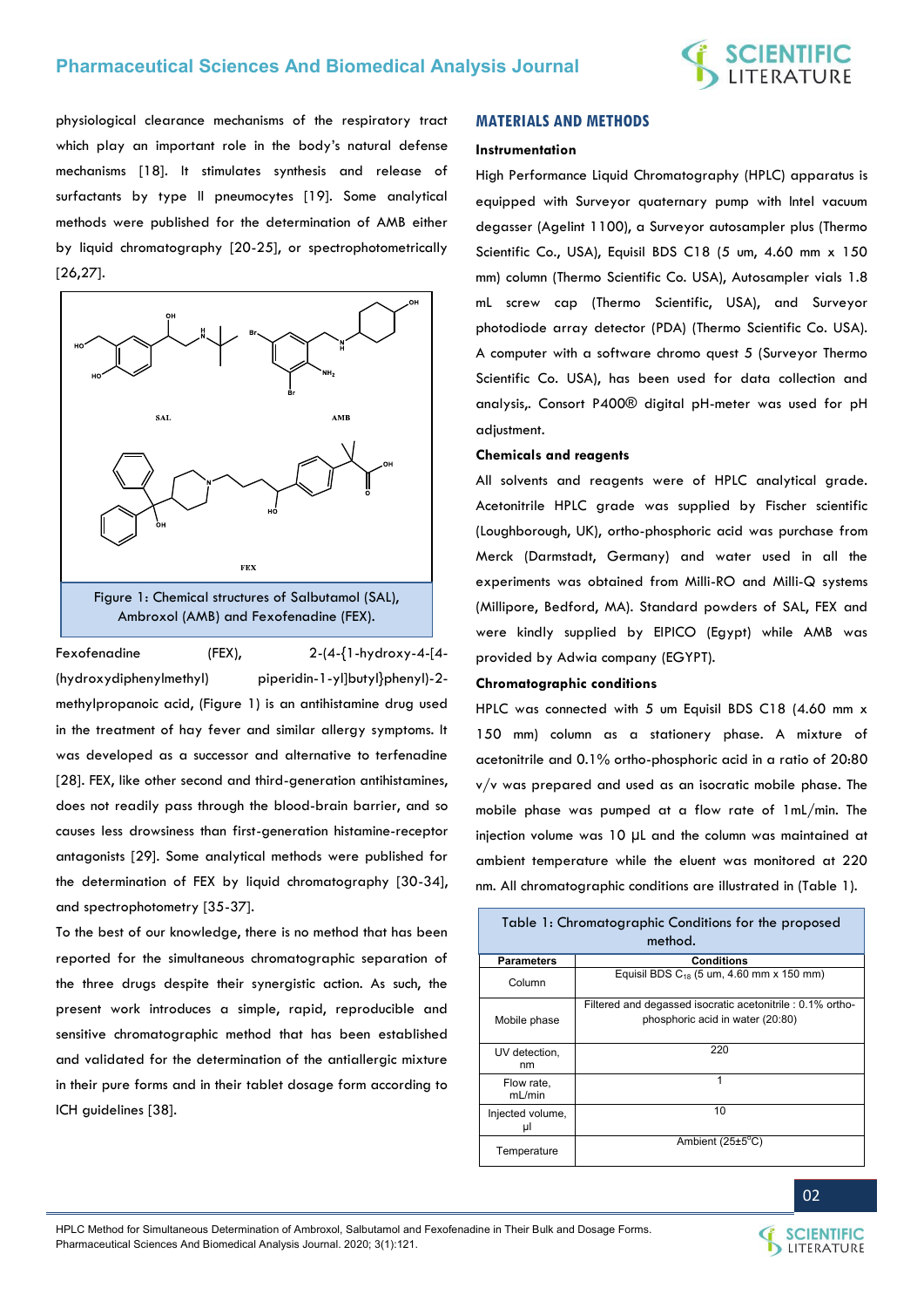physiological clearance mechanisms of the respiratory tract which play an important role in the body's natural defense mechanisms [18]. It stimulates synthesis and release of surfactants by type II pneumocytes [19]. Some analytical methods were published for the determination of AMB either by liquid chromatography [20-25], or spectrophotometrically [26,27].

Figure 1: Chemical structures of Salbutamol (SAL), Ambroxol (AMB) and Fexofenadine (FEX).

Fexofenadine (FEX), 2-(4-{1-hydroxy-4-[4-(hydroxydiphenylmethyl) piperidin-1-yl]butyl}phenyl)-2-methylpropanoic acid, (Figure 1) is an antihistamine drug used in the treatment of hay fever and similar allergy symptoms. It was developed as a successor and alternative to terfenadine [28]. FEX, like other second and third-generation antihistamines, does not readily pass through the blood-brain barrier, and so causes less drowsiness than first-generation histamine-receptor antagonists [29]. Some analytical methods were published for the determination of FEX by liquid chromatography [30-34], and spectrophotometry [35-37].

To the best of our knowledge, there is no method that has been reported for the simultaneous chromatographic separation of the three drugs despite their synergistic action. As such, the present work introduces a simple, rapid, reproducible and sensitive chromatographic method that has been established and validated for the determination of the antiallergic mixture in their pure forms and in their tablet dosage form according to ICH guidelines [38].

## MATERIALS AND METHODS

### Instrumentation

High Performance Liquid Chromatography (HPLC) apparatus is equipped with Surveyor quaternary pump with Intel vacuum degasser (Agelint 1100), a Surveyor autosampler plus (Thermo Scientific Co., USA), Equisil BDS C18 (5 um, 4.60 mm x 150 mm) column (Thermo Scientific Co. USA), Autosampler vials 1.8 mL screw cap (Thermo Scientific, USA), and Surveyor photodiode array detector (PDA) (Thermo Scientific Co. USA). A computer with a software chromo quest 5 (Surveyor Thermo Scientific Co. USA), has been used for data collection and analysis,. Consort P400® digital pH-meter was used for pH adjustment.

### Chemicals and reagents

All solvents and reagents were of HPLC analytical grade. Acetonitrile HPLC grade was supplied by Fischer scientific (Loughborough, UK), ortho-phosphoric acid was purchase from Merck (Darmstadt, Germany) and water used in all the experiments was obtained from Milli-RO and Milli-Q systems (Millipore, Bedford, MA). Standard powders of SAL, FEX and were kindly supplied by EIPICO (Egypt) while AMB was provided by Adwia company (EGYPT).

### Chromatographic conditions

HPLC was connected with 5 um Equisil BDS C18 (4.60 mm x 150 mm) column as a stationery phase. A mixture of acetonitrile and 0.1% ortho-phosphoric acid in a ratio of 20:80 v/v was prepared and used as an isocratic mobile phase. The mobile phase was pumped at a flow rate of 1mL/min. The injection volume was 10 µL and the column was maintained at ambient temperature while the eluent was monitored at 220 nm. All chromatographic conditions are illustrated in (Table 1).

Table 1: Chromatographic Conditions for the proposed method.

| Parameters | Conditions |
|---|---|
| Column | Equisil BDS $C_{18}$ (5 um, 4.60 mm x 150 mm) |
| Mobile phase | Filtered and degassed isocratic acetonitrile : 0.1% ortho-phosphoric acid in water (20:80) |
| UV detection, nm | 220 |
| Flow rate, mL/min | 1 |
| Injected volume, µl | 10 |
| Temperature | Ambient (25±5°C) |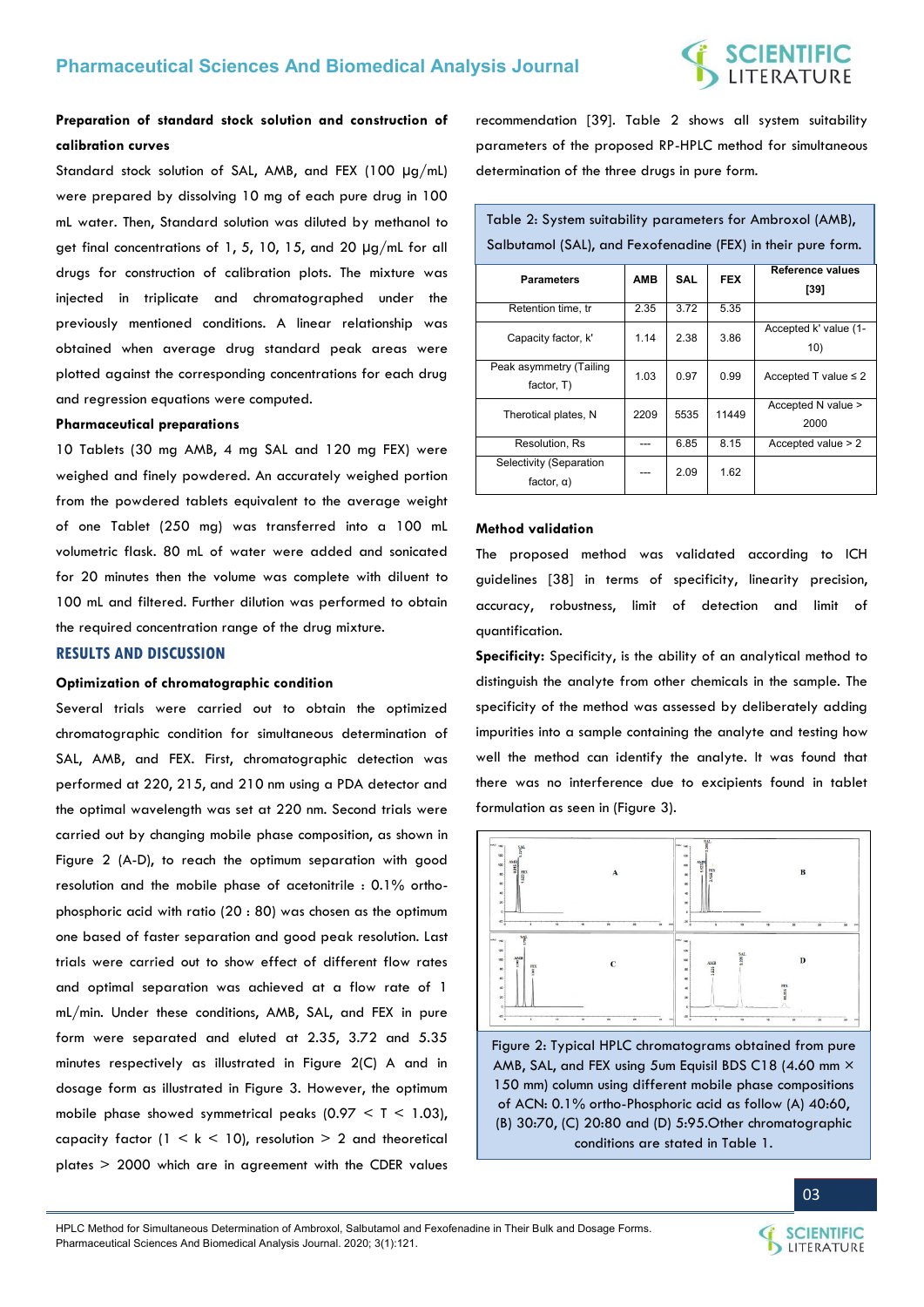**Preparation of standard stock solution and construction of calibration curves**

Standard stock solution of SAL, AMB, and FEX (100 µg/mL) were prepared by dissolving 10 mg of each pure drug in 100 mL water. Then, Standard solution was diluted by methanol to get final concentrations of 1, 5, 10, 15, and 20 µg/mL for all drugs for construction of calibration plots. The mixture was injected in triplicate and chromatographed under the previously mentioned conditions. A linear relationship was obtained when average drug standard peak areas were plotted against the corresponding concentrations for each drug and regression equations were computed.

**Pharmaceutical preparations**

10 Tablets (30 mg AMB, 4 mg SAL and 120 mg FEX) were weighed and finely powdered. An accurately weighed portion from the powdered tablets equivalent to the average weight of one Tablet (250 mg) was transferred into a 100 mL volumetric flask. 80 mL of water were added and sonicated for 20 minutes then the volume was complete with diluent to 100 mL and filtered. Further dilution was performed to obtain the required concentration range of the drug mixture.

## RESULTS AND DISCUSSION

**Optimization of chromatographic condition**

Several trials were carried out to obtain the optimized chromatographic condition for simultaneous determination of SAL, AMB, and FEX. First, chromatographic detection was performed at 220, 215, and 210 nm using a PDA detector and the optimal wavelength was set at 220 nm. Second trials were carried out by changing mobile phase composition, as shown in Figure 2 (A-D), to reach the optimum separation with good resolution and the mobile phase of acetonitrile : 0.1% ortho-phosphoric acid with ratio (20 : 80) was chosen as the optimum one based of faster separation and good peak resolution. Last trials were carried out to show effect of different flow rates and optimal separation was achieved at a flow rate of 1 mL/min. Under these conditions, AMB, SAL, and FEX in pure form were separated and eluted at 2.35, 3.72 and 5.35 minutes respectively as illustrated in Figure 2(C) A and in dosage form as illustrated in Figure 3. However, the optimum mobile phase showed symmetrical peaks (0.97 < T < 1.03), capacity factor (1 < k < 10), resolution > 2 and theoretical plates > 2000 which are in agreement with the CDER values recommendation [39]. Table 2 shows all system suitability parameters of the proposed RP-HPLC method for simultaneous determination of the three drugs in pure form.

Table 2: System suitability parameters for Ambroxol (AMB), Salbutamol (SAL), and Fexofenadine (FEX) in their pure form.

| Parameters | AMB | SAL | FEX | Reference values [39] |
|---|---|---|---|---|
| Retention time, tr | 2.35 | 3.72 | 5.35 | |
| Capacity factor, k' | 1.14 | 2.38 | 3.86 | Accepted k' value (1-10) |
| Peak asymmetry (Tailing factor, T) | 1.03 | 0.97 | 0.99 | Accepted T value ≤ 2 |
| Therotical plates, N | 2209 | 5535 | 11449 | Accepted N value > 2000 |
| Resolution, Rs | --- | 6.85 | 8.15 | Accepted value > 2 |
| Selectivity (Separation factor, α) | --- | 2.09 | 1.62 | |

Figure 2: Typical HPLC chromatograms obtained from pure AMB, SAL, and FEX using 5um Equisil BDS C18 (4.60 mm × 150 mm) column using different mobile phase compositions of ACN: 0.1% ortho-Phosphoric acid as follow (A) 40:60, (B) 30:70, (C) 20:80 and (D) 5:95.Other chromatographic conditions are stated in Table 1.

**Method validation**

The proposed method was validated according to ICH guidelines [38] in terms of specificity, linearity precision, accuracy, robustness, limit of detection and limit of quantification.

**Specificity:** Specificity, is the ability of an analytical method to distinguish the analyte from other chemicals in the sample. The specificity of the method was assessed by deliberately adding impurities into a sample containing the analyte and testing how well the method can identify the analyte. It was found that there was no interference due to excipients found in tablet formulation as seen in (Figure 3).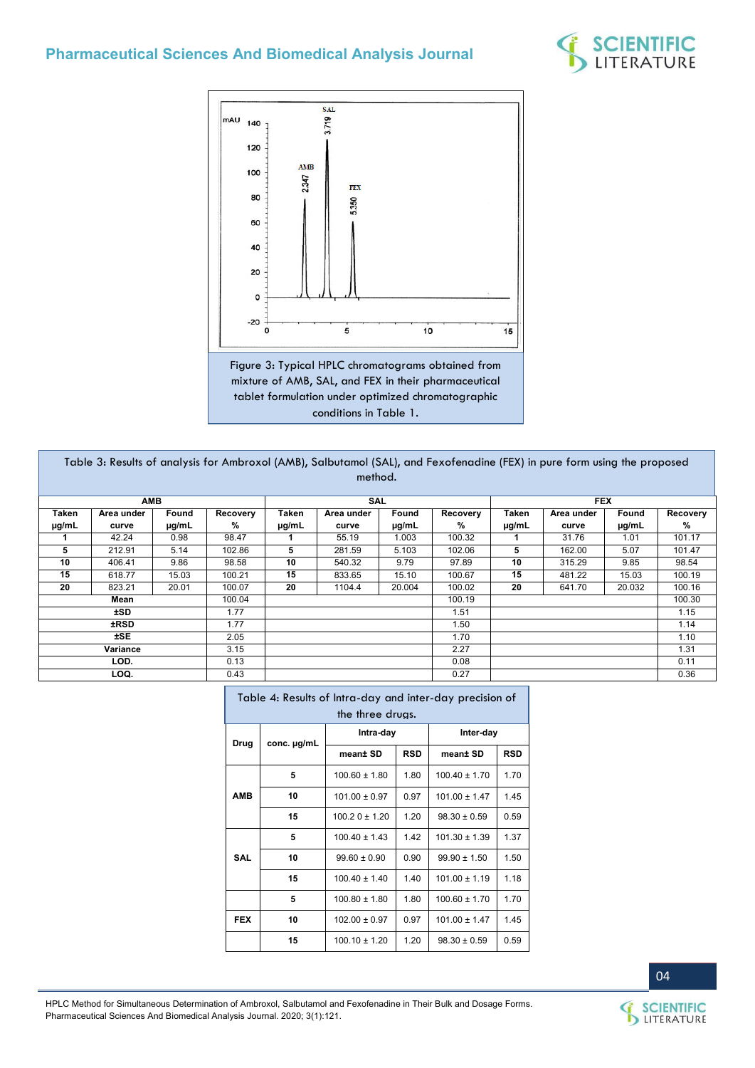Figure 3: Typical HPLC chromatograms obtained from mixture of AMB, SAL, and FEX in their pharmaceutical tablet formulation under optimized chromatographic conditions in Table 1.

Table 3: Results of analysis for Ambroxol (AMB), Salbutamol (SAL), and Fexofenadine (FEX) in pure form using the proposed method.

| AMB | | | | SAL | | | | FEX | | | |
|---|---|---|---|---|---|---|---|---|---|---|---|
| Taken μg/mL | Area under curve | Found μg/mL | Recovery % | Taken μg/mL | Area under curve | Found μg/mL | Recovery % | Taken μg/mL | Area under curve | Found μg/mL | Recovery % |
| 1 | 42.24 | 0.98 | 98.47 | 1 | 55.19 | 1.003 | 100.32 | 1 | 31.76 | 1.01 | 101.17 |
| 5 | 212.91 | 5.14 | 102.86 | 5 | 281.59 | 5.103 | 102.06 | 5 | 162.00 | 5.07 | 101.47 |
| 10 | 406.41 | 9.86 | 98.58 | 10 | 540.32 | 9.79 | 97.89 | 10 | 315.29 | 9.85 | 98.54 |
| 15 | 618.77 | 15.03 | 100.21 | 15 | 833.65 | 15.10 | 100.67 | 15 | 481.22 | 15.03 | 100.19 |
| 20 | 823.21 | 20.01 | 100.07 | 20 | 1104.4 | 20.004 | 100.02 | 20 | 641.70 | 20.032 | 100.16 |
| Mean | | | 100.04 | | | | 100.19 | | | | 100.30 |
| ±SD | | | 1.77 | | | | 1.51 | | | | 1.15 |
| ±RSD | | | 1.77 | | | | 1.50 | | | | 1.14 |
| ±SE | | | 2.05 | | | | 1.70 | | | | 1.10 |
| Variance | | | 3.15 | | | | 2.27 | | | | 1.31 |
| LOD. | | | 0.13 | | | | 0.08 | | | | 0.11 |
| LOQ. | | | 0.43 | | | | 0.27 | | | | 0.36 |

Table 4: Results of Intra-day and inter-day precision of the three drugs.

| Drug | conc. μg/mL | Intra-day | | Inter-day | |
|---|---|---|---|---|---|
| | | mean± SD | RSD | mean± SD | RSD |
| AMB | 5 | 100.60 ± 1.80 | 1.80 | 100.40 ± 1.70 | 1.70 |
| | 10 | 101.00 ± 0.97 | 0.97 | 101.00 ± 1.47 | 1.45 |
| | 15 | 100.2 0 ± 1.20 | 1.20 | 98.30 ± 0.59 | 0.59 |
| SAL | 5 | 100.40 ± 1.43 | 1.42 | 101.30 ± 1.39 | 1.37 |
| | 10 | 99.60 ± 0.90 | 0.90 | 99.90 ± 1.50 | 1.50 |
| | 15 | 100.40 ± 1.40 | 1.40 | 101.00 ± 1.19 | 1.18 |
| FEX | 5 | 100.80 ± 1.80 | 1.80 | 100.60 ± 1.70 | 1.70 |
| | 10 | 102.00 ± 0.97 | 0.97 | 101.00 ± 1.47 | 1.45 |
| | 15 | 100.10 ± 1.20 | 1.20 | 98.30 ± 0.59 | 0.59 |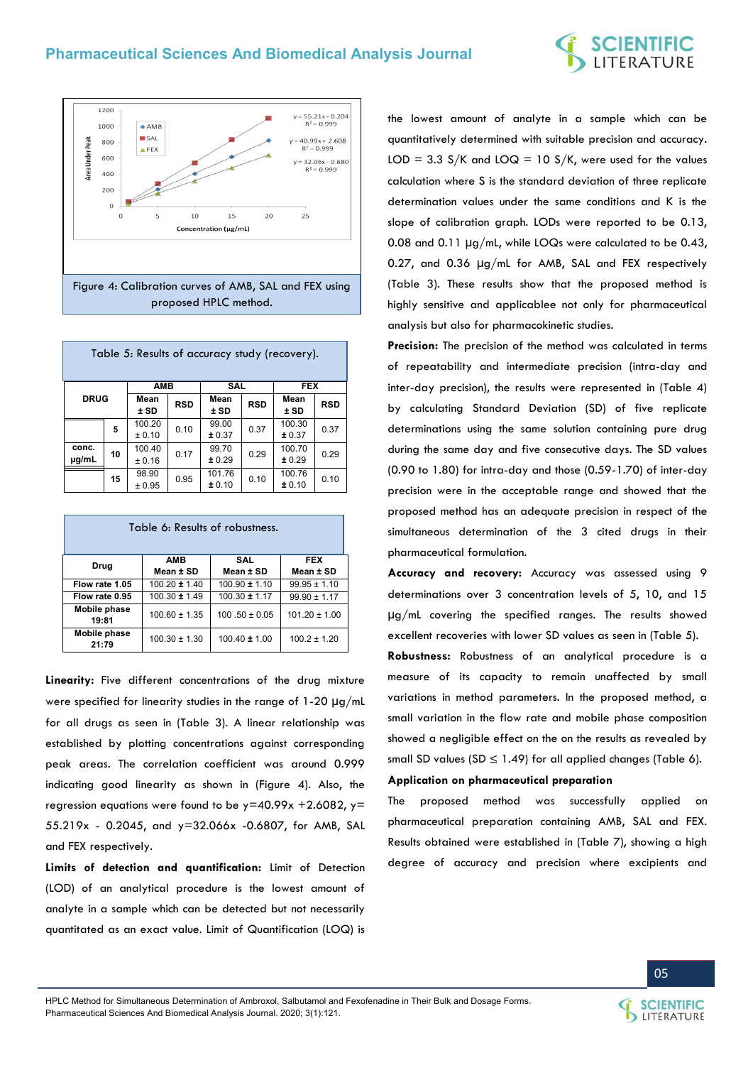Figure 4: Calibration curves of AMB, SAL and FEX using proposed HPLC method.

Table 5: Results of accuracy study (recovery).

| DRUG | | AMB | | SAL | | FEX | |
|---|---|---|---|---|---|---|---|
| | | Mean ± SD | RSD | Mean ± SD | RSD | Mean ± SD | RSD |
| conc. μg/mL | 5 | 100.20 ± 0.10 | 0.10 | 99.00 ± 0.37 | 0.37 | 100.30 ± 0.37 | 0.37 |
| | 10 | 100.40 ± 0.16 | 0.17 | 99.70 ± 0.29 | 0.29 | 100.70 ± 0.29 | 0.29 |
| | 15 | 98.90 ± 0.95 | 0.95 | 101.76 ± 0.10 | 0.10 | 100.76 ± 0.10 | 0.10 |

Table 6: Results of robustness.

| Drug | AMB Mean ± SD | SAL Mean ± SD | FEX Mean ± SD |
|---|---|---|---|
| Flow rate 1.05 | 100.20 ± 1.40 | 100.90 ± 1.10 | 99.95 ± 1.10 |
| Flow rate 0.95 | 100.30 ± 1.49 | 100.30 ± 1.17 | 99.90 ± 1.17 |
| Mobile phase 19:81 | 100.60 ± 1.35 | 100 .50 ± 0.05 | 101.20 ± 1.00 |
| Mobile phase 21:79 | 100.30 ± 1.30 | 100.40 ± 1.00 | 100.2 ± 1.20 |

**Linearity:** Five different concentrations of the drug mixture were specified for linearity studies in the range of 1-20 μg/mL for all drugs as seen in (Table 3). A linear relationship was established by plotting concentrations against corresponding peak areas. The correlation coefficient was around 0.999 indicating good linearity as shown in (Figure 4). Also, the regression equations were found to be $y=40.99x +2.6082$, $y= 55.219x - 0.2045$, and $y=32.066x -0.6807$, for AMB, SAL and FEX respectively.

**Limits of detection and quantification:** Limit of Detection (LOD) of an analytical procedure is the lowest amount of analyte in a sample which can be detected but not necessarily quantitated as an exact value. Limit of Quantification (LOQ) is the lowest amount of analyte in a sample which can be quantitatively determined with suitable precision and accuracy. $LOD = 3.3\ S/K$ and $LOQ = 10\ S/K$, were used for the values calculation where S is the standard deviation of three replicate determination values under the same conditions and K is the slope of calibration graph. LODs were reported to be 0.13, 0.08 and 0.11 μg/mL, while LOQs were calculated to be 0.43, 0.27, and 0.36 μg/mL for AMB, SAL and FEX respectively (Table 3). These results show that the proposed method is highly sensitive and applicablee not only for pharmaceutical analysis but also for pharmacokinetic studies.

**Precision:** The precision of the method was calculated in terms of repeatability and intermediate precision (intra-day and inter-day precision), the results were represented in (Table 4) by calculating Standard Deviation (SD) of five replicate determinations using the same solution containing pure drug during the same day and five consecutive days. The SD values (0.90 to 1.80) for intra-day and those (0.59-1.70) of inter-day precision were in the acceptable range and showed that the proposed method has an adequate precision in respect of the simultaneous determination of the 3 cited drugs in their pharmaceutical formulation.

**Accuracy and recovery:** Accuracy was assessed using 9 determinations over 3 concentration levels of 5, 10, and 15 μg/mL covering the specified ranges. The results showed excellent recoveries with lower SD values as seen in (Table 5).

**Robustness:** Robustness of an analytical procedure is a measure of its capacity to remain unaffected by small variations in method parameters. In the proposed method, a small variation in the flow rate and mobile phase composition showed a negligible effect on the on the results as revealed by small SD values ($SD \leq 1.49$) for all applied changes (Table 6).

**Application on pharmaceutical preparation**

The proposed method was successfully applied on pharmaceutical preparation containing AMB, SAL and FEX. Results obtained were established in (Table 7), showing a high degree of accuracy and precision where excipients and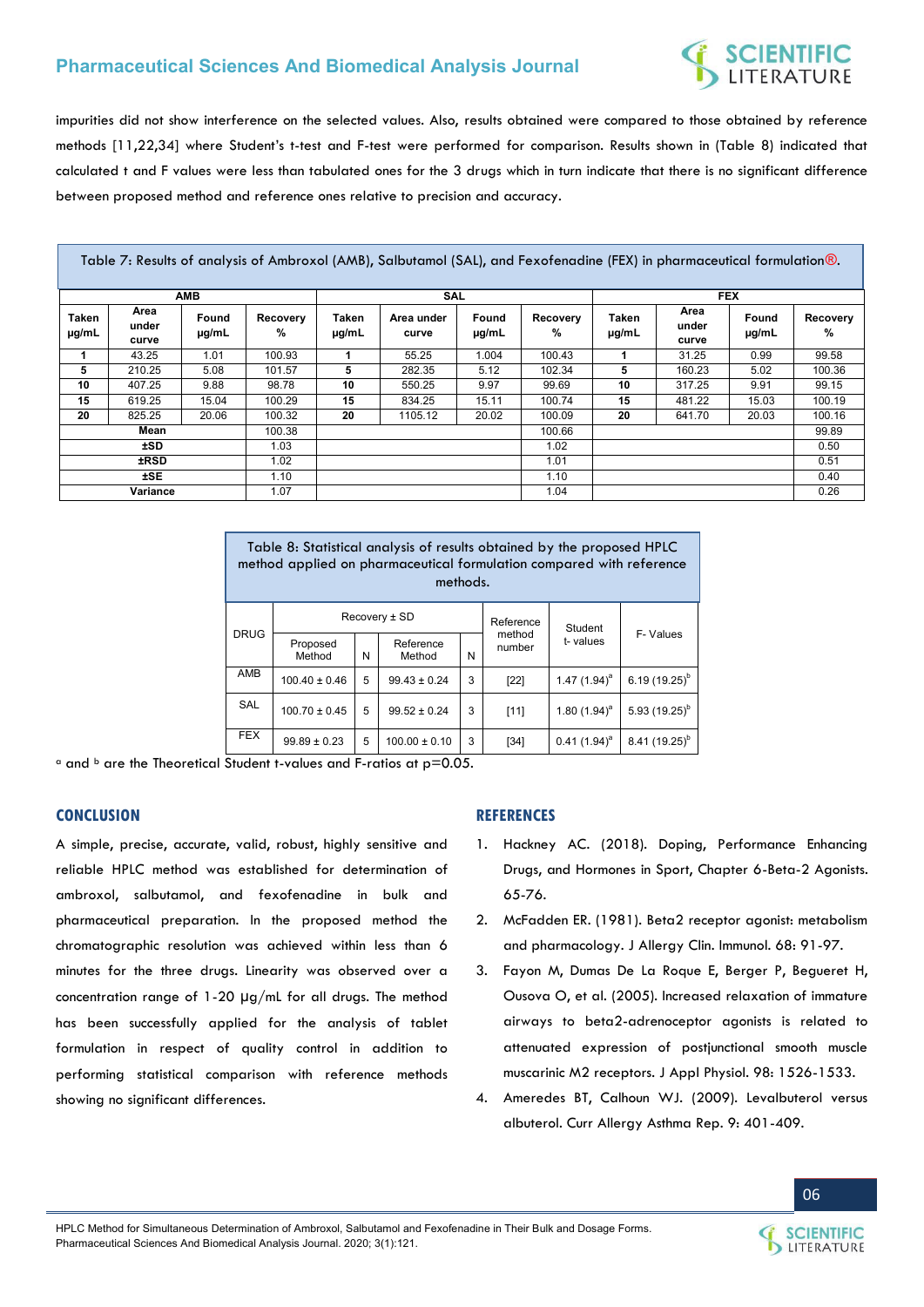impurities did not show interference on the selected values. Also, results obtained were compared to those obtained by reference methods [11,22,34] where Student's t-test and F-test were performed for comparison. Results shown in (Table 8) indicated that calculated t and F values were less than tabulated ones for the 3 drugs which in turn indicate that there is no significant difference between proposed method and reference ones relative to precision and accuracy.

Table 7: Results of analysis of Ambroxol (AMB), Salbutamol (SAL), and Fexofenadine (FEX) in pharmaceutical formulation®.

| AMB | | | | SAL | | | | FEX | | | |
|---|---|---|---|---|---|---|---|---|---|---|---|
| Taken μg/mL | Area under curve | Found μg/mL | Recovery % | Taken μg/mL | Area under curve | Found μg/mL | Recovery % | Taken μg/mL | Area under curve | Found μg/mL | Recovery % |
| 1 | 43.25 | 1.01 | 100.93 | 1 | 55.25 | 1.004 | 100.43 | 1 | 31.25 | 0.99 | 99.58 |
| 5 | 210.25 | 5.08 | 101.57 | 5 | 282.35 | 5.12 | 102.34 | 5 | 160.23 | 5.02 | 100.36 |
| 10 | 407.25 | 9.88 | 98.78 | 10 | 550.25 | 9.97 | 99.69 | 10 | 317.25 | 9.91 | 99.15 |
| 15 | 619.25 | 15.04 | 100.29 | 15 | 834.25 | 15.11 | 100.74 | 15 | 481.22 | 15.03 | 100.19 |
| 20 | 825.25 | 20.06 | 100.32 | 20 | 1105.12 | 20.02 | 100.09 | 20 | 641.70 | 20.03 | 100.16 |
| Mean | | | 100.38 | | | | 100.66 | | | | 99.89 |
| ±SD | | | 1.03 | | | | 1.02 | | | | 0.50 |
| ±RSD | | | 1.02 | | | | 1.01 | | | | 0.51 |
| ±SE | | | 1.10 | | | | 1.10 | | | | 0.40 |
| Variance | | | 1.07 | | | | 1.04 | | | | 0.26 |

Table 8: Statistical analysis of results obtained by the proposed HPLC method applied on pharmaceutical formulation compared with reference methods.

| DRUG | Recovery ± SD | | | | Reference method number | Student t- values | F- Values |
|---|---|---|---|---|---|---|---|
| | Proposed Method | N | Reference Method | N | | | |
| AMB | 100.40 ± 0.46 | 5 | 99.43 ± 0.24 | 3 | [22] | 1.47 (1.94)[a] | 6.19 (19.25)[b] |
| SAL | 100.70 ± 0.45 | 5 | 99.52 ± 0.24 | 3 | [11] | 1.80 (1.94)[a] | 5.93 (19.25)[b] |
| FEX | 99.89 ± 0.23 | 5 | 100.00 ± 0.10 | 3 | [34] | 0.41 (1.94)[a] | 8.41 (19.25)[b] |

[a] and [b] are the Theoretical Student t-values and F-ratios at p=0.05.

## CONCLUSION

A simple, precise, accurate, valid, robust, highly sensitive and reliable HPLC method was established for determination of ambroxol, salbutamol, and fexofenadine in bulk and pharmaceutical preparation. In the proposed method the chromatographic resolution was achieved within less than 6 minutes for the three drugs. Linearity was observed over a concentration range of 1-20 μg/mL for all drugs. The method has been successfully applied for the analysis of tablet formulation in respect of quality control in addition to performing statistical comparison with reference methods showing no significant differences.

## REFERENCES

1. Hackney AC. (2018). Doping, Performance Enhancing Drugs, and Hormones in Sport, Chapter 6-Beta-2 Agonists. 65-76.
2. McFadden ER. (1981). Beta2 receptor agonist: metabolism and pharmacology. J Allergy Clin. Immunol. 68: 91-97.
3. Fayon M, Dumas De La Roque E, Berger P, Begueret H, Ousova O, et al. (2005). Increased relaxation of immature airways to beta2-adrenoceptor agonists is related to attenuated expression of postjunctional smooth muscle muscarinic M2 receptors. J Appl Physiol. 98: 1526-1533.
4. Ameredes BT, Calhoun WJ. (2009). Levalbuterol versus albuterol. Curr Allergy Asthma Rep. 9: 401-409.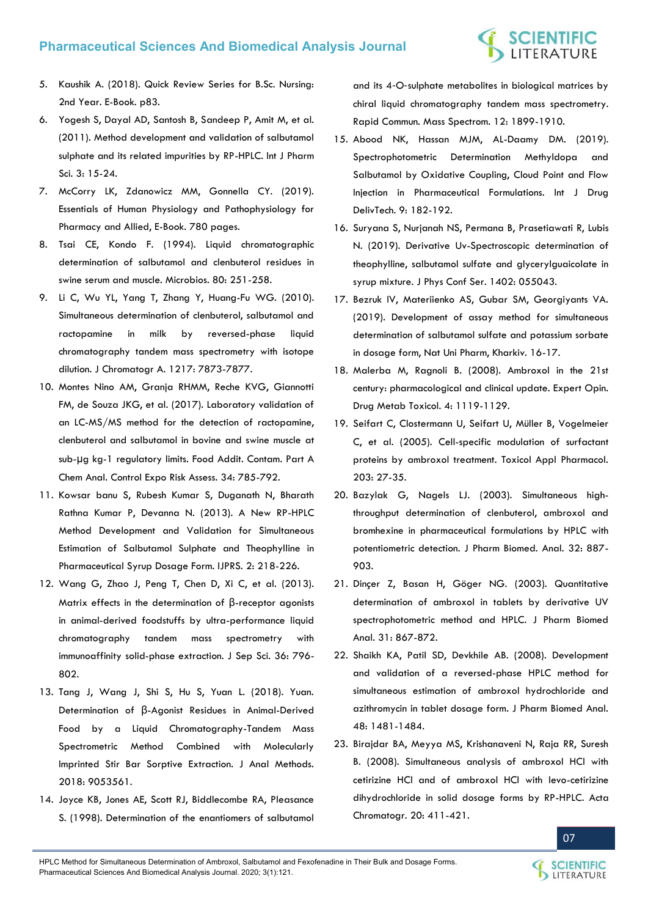5. Kaushik A. (2018). Quick Review Series for B.Sc. Nursing: 2nd Year. E-Book. p83.
6. Yogesh S, Dayal AD, Santosh B, Sandeep P, Amit M, et al. (2011). Method development and validation of salbutamol sulphate and its related impurities by RP-HPLC. Int J Pharm Sci. 3: 15-24.
7. McCorry LK, Zdanowicz MM, Gonnella CY. (2019). Essentials of Human Physiology and Pathophysiology for Pharmacy and Allied, E-Book. 780 pages.
8. Tsai CE, Kondo F. (1994). Liquid chromatographic determination of salbutamol and clenbuterol residues in swine serum and muscle. Microbios. 80: 251-258.
9. Li C, Wu YL, Yang T, Zhang Y, Huang-Fu WG. (2010). Simultaneous determination of clenbuterol, salbutamol and ractopamine in milk by reversed-phase liquid chromatography tandem mass spectrometry with isotope dilution. J Chromatogr A. 1217: 7873-7877.
10. Montes Nino AM, Granja RHMM, Reche KVG, Giannotti FM, de Souza JKG, et al. (2017). Laboratory validation of an LC-MS/MS method for the detection of ractopamine, clenbuterol and salbutamol in bovine and swine muscle at sub-μg kg-1 regulatory limits. Food Addit. Contam. Part A Chem Anal. Control Expo Risk Assess. 34: 785-792.
11. Kowsar banu S, Rubesh Kumar S, Duganath N, Bharath Rathna Kumar P, Devanna N. (2013). A New RP-HPLC Method Development and Validation for Simultaneous Estimation of Salbutamol Sulphate and Theophylline in Pharmaceutical Syrup Dosage Form. IJPRS. 2: 218-226.
12. Wang G, Zhao J, Peng T, Chen D, Xi C, et al. (2013). Matrix effects in the determination of β-receptor agonists in animal-derived foodstuffs by ultra-performance liquid chromatography tandem mass spectrometry with immunoaffinity solid-phase extraction. J Sep Sci. 36: 796-802.
13. Tang J, Wang J, Shi S, Hu S, Yuan L. (2018). Yuan. Determination of β-Agonist Residues in Animal-Derived Food by a Liquid Chromatography-Tandem Mass Spectrometric Method Combined with Molecularly Imprinted Stir Bar Sorptive Extraction. J Anal Methods. 2018: 9053561.
14. Joyce KB, Jones AE, Scott RJ, Biddlecombe RA, Pleasance S. (1998). Determination of the enantiomers of salbutamol and its 4-O-sulphate metabolites in biological matrices by chiral liquid chromatography tandem mass spectrometry. Rapid Commun. Mass Spectrom. 12: 1899-1910.
15. Abood NK, Hassan MJM, AL-Daamy DM. (2019). Spectrophotometric Determination Methyldopa and Salbutamol by Oxidative Coupling, Cloud Point and Flow Injection in Pharmaceutical Formulations. Int J Drug DelivTech. 9: 182-192.
16. Suryana S, Nurjanah NS, Permana B, Prasetiawati R, Lubis N. (2019). Derivative Uv-Spectroscopic determination of theophylline, salbutamol sulfate and glycerylguaicolate in syrup mixture. J Phys Conf Ser. 1402: 055043.
17. Bezruk IV, Materiienko AS, Gubar SM, Georgiyants VA. (2019). Development of assay method for simultaneous determination of salbutamol sulfate and potassium sorbate in dosage form, Nat Uni Pharm, Kharkiv. 16-17.
18. Malerba M, Ragnoli B. (2008). Ambroxol in the 21st century: pharmacological and clinical update. Expert Opin. Drug Metab Toxicol. 4: 1119-1129.
19. Seifart C, Clostermann U, Seifart U, Müller B, Vogelmeier C, et al. (2005). Cell-specific modulation of surfactant proteins by ambroxol treatment. Toxicol Appl Pharmacol. 203: 27-35.
20. Bazylak G, Nagels LJ. (2003). Simultaneous high-throughput determination of clenbuterol, ambroxol and bromhexine in pharmaceutical formulations by HPLC with potentiometric detection. J Pharm Biomed. Anal. 32: 887-903.
21. Dinçer Z, Basan H, Göger NG. (2003). Quantitative determination of ambroxol in tablets by derivative UV spectrophotometric method and HPLC. J Pharm Biomed Anal. 31: 867-872.
22. Shaikh KA, Patil SD, Devkhile AB. (2008). Development and validation of a reversed-phase HPLC method for simultaneous estimation of ambroxol hydrochloride and azithromycin in tablet dosage form. J Pharm Biomed Anal. 48: 1481-1484.
23. Birajdar BA, Meyya MS, Krishanaveni N, Raja RR, Suresh B. (2008). Simultaneous analysis of ambroxol HCl with cetirizine HCl and of ambroxol HCl with levo-cetirizine dihydrochloride in solid dosage forms by RP-HPLC. Acta Chromatogr. 20: 411-421.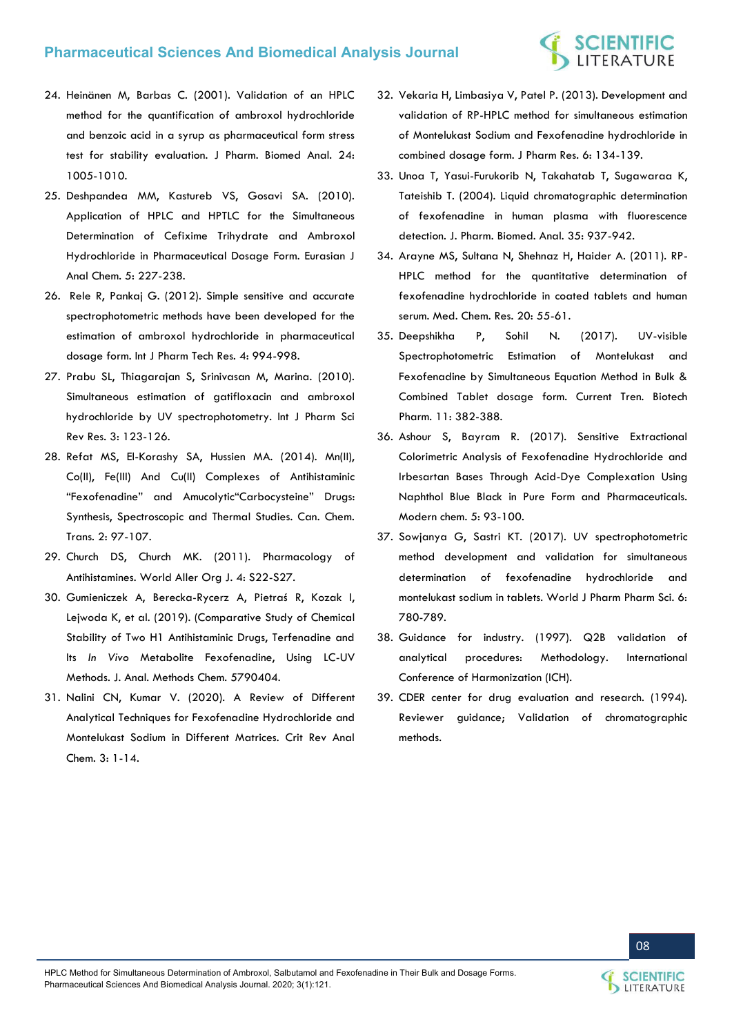24. Heinänen M, Barbas C. (2001). Validation of an HPLC method for the quantification of ambroxol hydrochloride and benzoic acid in a syrup as pharmaceutical form stress test for stability evaluation. J Pharm. Biomed Anal. 24: 1005-1010.
25. Deshpandea MM, Kastureb VS, Gosavi SA. (2010). Application of HPLC and HPTLC for the Simultaneous Determination of Cefixime Trihydrate and Ambroxol Hydrochloride in Pharmaceutical Dosage Form. Eurasian J Anal Chem. 5: 227-238.
26. Rele R, Pankaj G. (2012). Simple sensitive and accurate spectrophotometric methods have been developed for the estimation of ambroxol hydrochloride in pharmaceutical dosage form. Int J Pharm Tech Res. 4: 994-998.
27. Prabu SL, Thiagarajan S, Srinivasan M, Marina. (2010). Simultaneous estimation of gatifloxacin and ambroxol hydrochloride by UV spectrophotometry. Int J Pharm Sci Rev Res. 3: 123-126.
28. Refat MS, El-Korashy SA, Hussien MA. (2014). Mn(II), Co(II), Fe(III) And Cu(II) Complexes of Antihistaminic "Fexofenadine" and Amucolytic"Carbocysteine" Drugs: Synthesis, Spectroscopic and Thermal Studies. Can. Chem. Trans. 2: 97-107.
29. Church DS, Church MK. (2011). Pharmacology of Antihistamines. World Aller Org J. 4: S22-S27.
30. Gumieniczek A, Berecka-Rycerz A, Pietraś R, Kozak I, Lejwoda K, et al. (2019). (Comparative Study of Chemical Stability of Two H1 Antihistaminic Drugs, Terfenadine and Its *In Vivo* Metabolite Fexofenadine, Using LC-UV Methods. J. Anal. Methods Chem. 5790404.
31. Nalini CN, Kumar V. (2020). A Review of Different Analytical Techniques for Fexofenadine Hydrochloride and Montelukast Sodium in Different Matrices. Crit Rev Anal Chem. 3: 1-14.
32. Vekaria H, Limbasiya V, Patel P. (2013). Development and validation of RP-HPLC method for simultaneous estimation of Montelukast Sodium and Fexofenadine hydrochloride in combined dosage form. J Pharm Res. 6: 134-139.
33. Unoa T, Yasui-Furukorib N, Takahatab T, Sugawaraa K, Tateishib T. (2004). Liquid chromatographic determination of fexofenadine in human plasma with fluorescence detection. J. Pharm. Biomed. Anal. 35: 937-942.
34. Arayne MS, Sultana N, Shehnaz H, Haider A. (2011). RP-HPLC method for the quantitative determination of fexofenadine hydrochloride in coated tablets and human serum. Med. Chem. Res. 20: 55-61.
35. Deepshikha P, Sohil N. (2017). UV-visible Spectrophotometric Estimation of Montelukast and Fexofenadine by Simultaneous Equation Method in Bulk & Combined Tablet dosage form. Current Tren. Biotech Pharm. 11: 382-388.
36. Ashour S, Bayram R. (2017). Sensitive Extractional Colorimetric Analysis of Fexofenadine Hydrochloride and Irbesartan Bases Through Acid-Dye Complexation Using Naphthol Blue Black in Pure Form and Pharmaceuticals. Modern chem. 5: 93-100.
37. Sowjanya G, Sastri KT. (2017). UV spectrophotometric method development and validation for simultaneous determination of fexofenadine hydrochloride and montelukast sodium in tablets. World J Pharm Pharm Sci. 6: 780-789.
38. Guidance for industry. (1997). Q2B validation of analytical procedures: Methodology. International Conference of Harmonization (ICH).
39. CDER center for drug evaluation and research. (1994). Reviewer guidance; Validation of chromatographic methods.